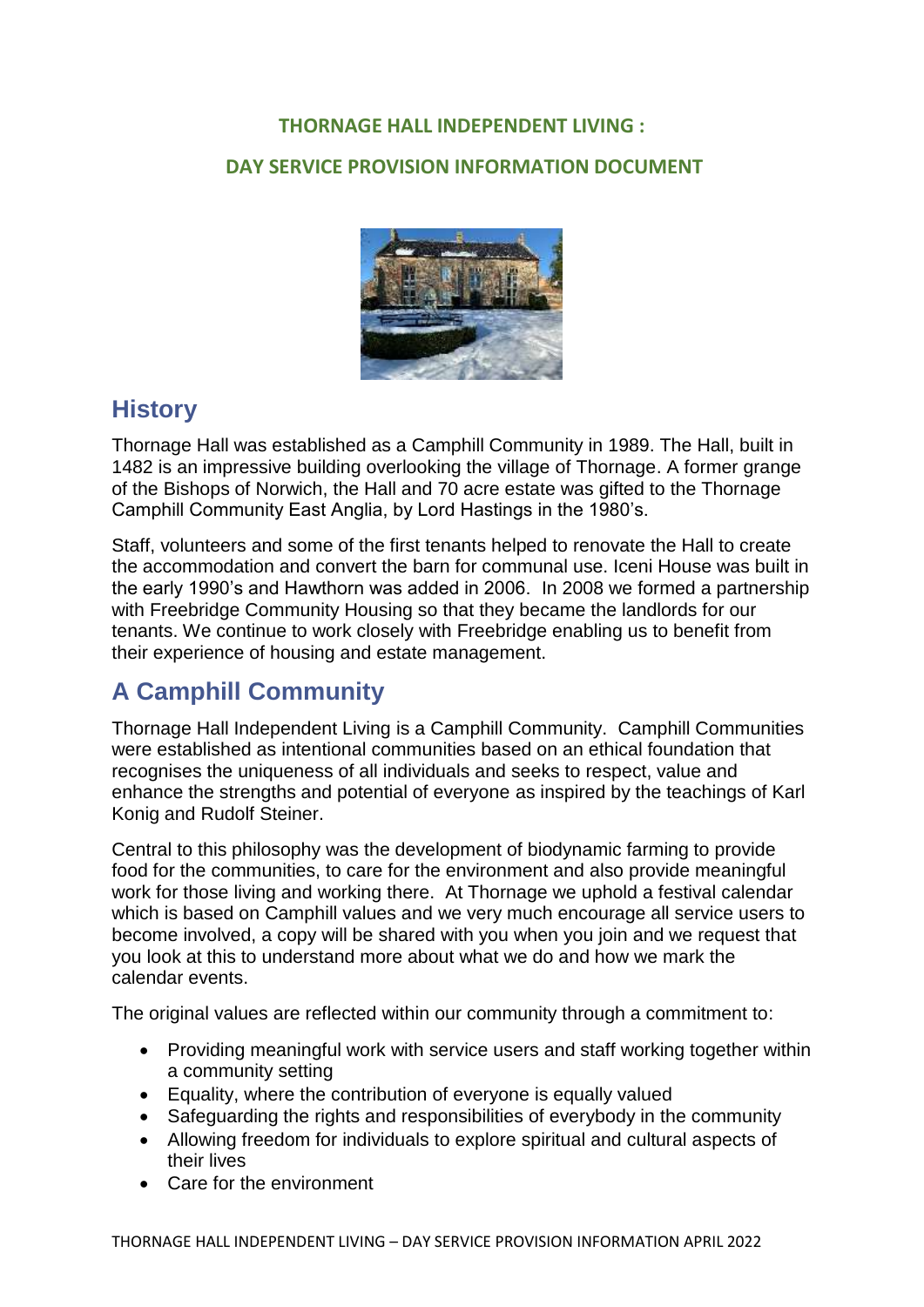# THORNAGE HALL INDEPENDENT LIVING :

# DAY SERVICE PROVISION INFORMATION DOCUMENT

## History

Thornage Hall was established as a Camphill Community in 1989. The Hall, built in 1482 is an impressive building overlooking the village of Thornage. A former grange of the Bishops of Norwich, the Hall and 70 acre estate was gifted to the Thornage Camphill Community East Anglia, by Lord Hastings in the 1980's.

Staff, volunteers and some of the first tenants helped to renovate the Hall to create the accommodation and convert the barn for communal use. Iceni House was built in the early 1990's and Hawthorn was added in 2006. In 2008 we formed a partnership with Freebridge Community Housing so that they became the landlords for our tenants. We continue to work closely with Freebridge enabling us to benefit from their experience of housing and estate management.

## A Camphill Community

Thornage Hall Independent Living is a Camphill Community. Camphill Communities were established as intentional communities based on an ethical foundation that recognises the uniqueness of all individuals and seeks to respect, value and enhance the strengths and potential of everyone as inspired by the teachings of Karl Konig and Rudolf Steiner.

Central to this philosophy was the development of biodynamic farming to provide food for the communities, to care for the environment and also provide meaningful work for those living and working there. At Thornage we uphold a festival calendar which is based on Camphill values and we very much encourage all service users to become involved, a copy will be shared with you when you join and we request that you look at this to understand more about what we do and how we mark the calendar events.

The original values are reflected within our community through a commitment to:

- Providing meaningful work with service users and staff working together within a community setting
- Equality, where the contribution of everyone is equally valued
- Safeguarding the rights and responsibilities of everybody in the community
- Allowing freedom for individuals to explore spiritual and cultural aspects of their lives
- Care for the environment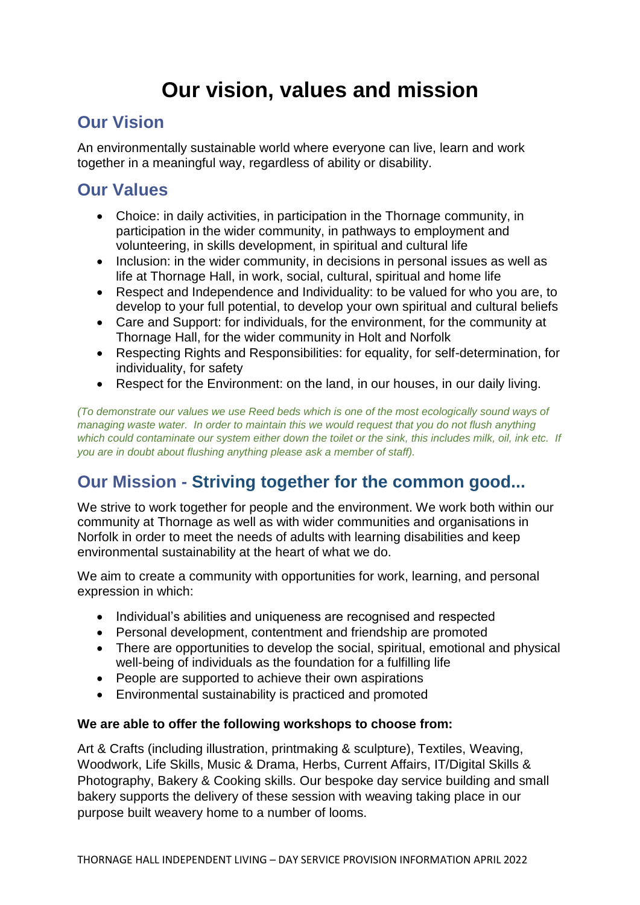# Our vision, values and mission

## Our Vision

An environmentally sustainable world where everyone can live, learn and work together in a meaningful way, regardless of ability or disability.

## Our Values

- Choice: in daily activities, in participation in the Thornage community, in participation in the wider community, in pathways to employment and volunteering, in skills development, in spiritual and cultural life
- Inclusion: in the wider community, in decisions in personal issues as well as life at Thornage Hall, in work, social, cultural, spiritual and home life
- Respect and Independence and Individuality: to be valued for who you are, to develop to your full potential, to develop your own spiritual and cultural beliefs
- Care and Support: for individuals, for the environment, for the community at Thornage Hall, for the wider community in Holt and Norfolk
- Respecting Rights and Responsibilities: for equality, for self-determination, for individuality, for safety
- Respect for the Environment: on the land, in our houses, in our daily living.

*(To demonstrate our values we use Reed beds which is one of the most ecologically sound ways of managing waste water. In order to maintain this we would request that you do not flush anything which could contaminate our system either down the toilet or the sink, this includes milk, oil, ink etc. If you are in doubt about flushing anything please ask a member of staff).*

## Our Mission - Striving together for the common good...

We strive to work together for people and the environment. We work both within our community at Thornage as well as with wider communities and organisations in Norfolk in order to meet the needs of adults with learning disabilities and keep environmental sustainability at the heart of what we do.

We aim to create a community with opportunities for work, learning, and personal expression in which:

- Individual's abilities and uniqueness are recognised and respected
- Personal development, contentment and friendship are promoted
- There are opportunities to develop the social, spiritual, emotional and physical well-being of individuals as the foundation for a fulfilling life
- People are supported to achieve their own aspirations
- Environmental sustainability is practiced and promoted

**We are able to offer the following workshops to choose from:**

Art & Crafts (including illustration, printmaking & sculpture), Textiles, Weaving, Woodwork, Life Skills, Music & Drama, Herbs, Current Affairs, IT/Digital Skills & Photography, Bakery & Cooking skills. Our bespoke day service building and small bakery supports the delivery of these session with weaving taking place in our purpose built weavery home to a number of looms.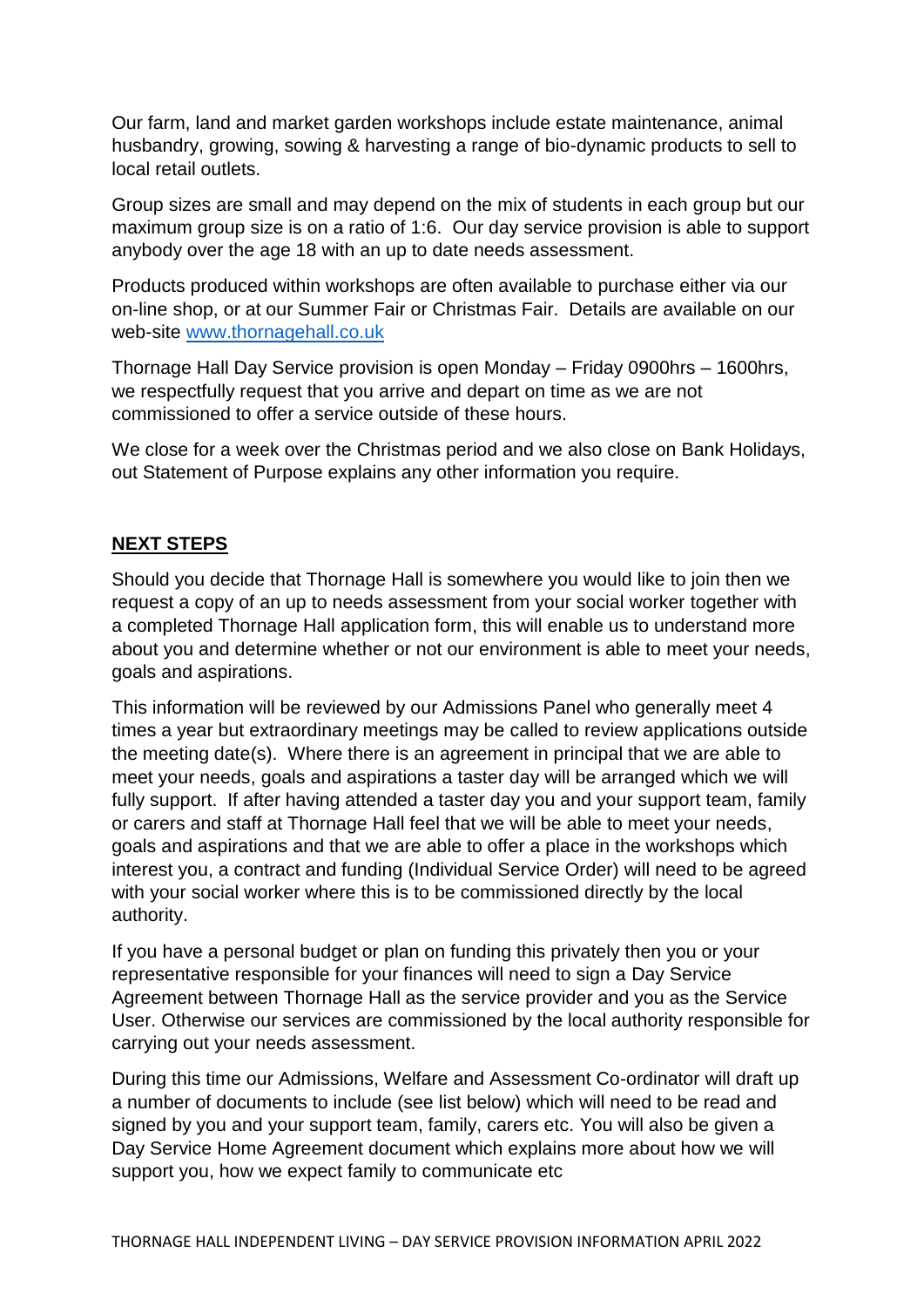Our farm, land and market garden workshops include estate maintenance, animal husbandry, growing, sowing & harvesting a range of bio-dynamic products to sell to local retail outlets.

Group sizes are small and may depend on the mix of students in each group but our maximum group size is on a ratio of 1:6. Our day service provision is able to support anybody over the age 18 with an up to date needs assessment.

Products produced within workshops are often available to purchase either via our on-line shop, or at our Summer Fair or Christmas Fair. Details are available on our web-site [www.thornagehall.co.uk](http://www.thornagehall.co.uk)

Thornage Hall Day Service provision is open Monday – Friday 0900hrs – 1600hrs, we respectfully request that you arrive and depart on time as we are not commissioned to offer a service outside of these hours.

We close for a week over the Christmas period and we also close on Bank Holidays, out Statement of Purpose explains any other information you require.

## NEXT STEPS

Should you decide that Thornage Hall is somewhere you would like to join then we request a copy of an up to needs assessment from your social worker together with a completed Thornage Hall application form, this will enable us to understand more about you and determine whether or not our environment is able to meet your needs, goals and aspirations.

This information will be reviewed by our Admissions Panel who generally meet 4 times a year but extraordinary meetings may be called to review applications outside the meeting date(s). Where there is an agreement in principal that we are able to meet your needs, goals and aspirations a taster day will be arranged which we will fully support. If after having attended a taster day you and your support team, family or carers and staff at Thornage Hall feel that we will be able to meet your needs, goals and aspirations and that we are able to offer a place in the workshops which interest you, a contract and funding (Individual Service Order) will need to be agreed with your social worker where this is to be commissioned directly by the local authority.

If you have a personal budget or plan on funding this privately then you or your representative responsible for your finances will need to sign a Day Service Agreement between Thornage Hall as the service provider and you as the Service User. Otherwise our services are commissioned by the local authority responsible for carrying out your needs assessment.

During this time our Admissions, Welfare and Assessment Co-ordinator will draft up a number of documents to include (see list below) which will need to be read and signed by you and your support team, family, carers etc. You will also be given a Day Service Home Agreement document which explains more about how we will support you, how we expect family to communicate etc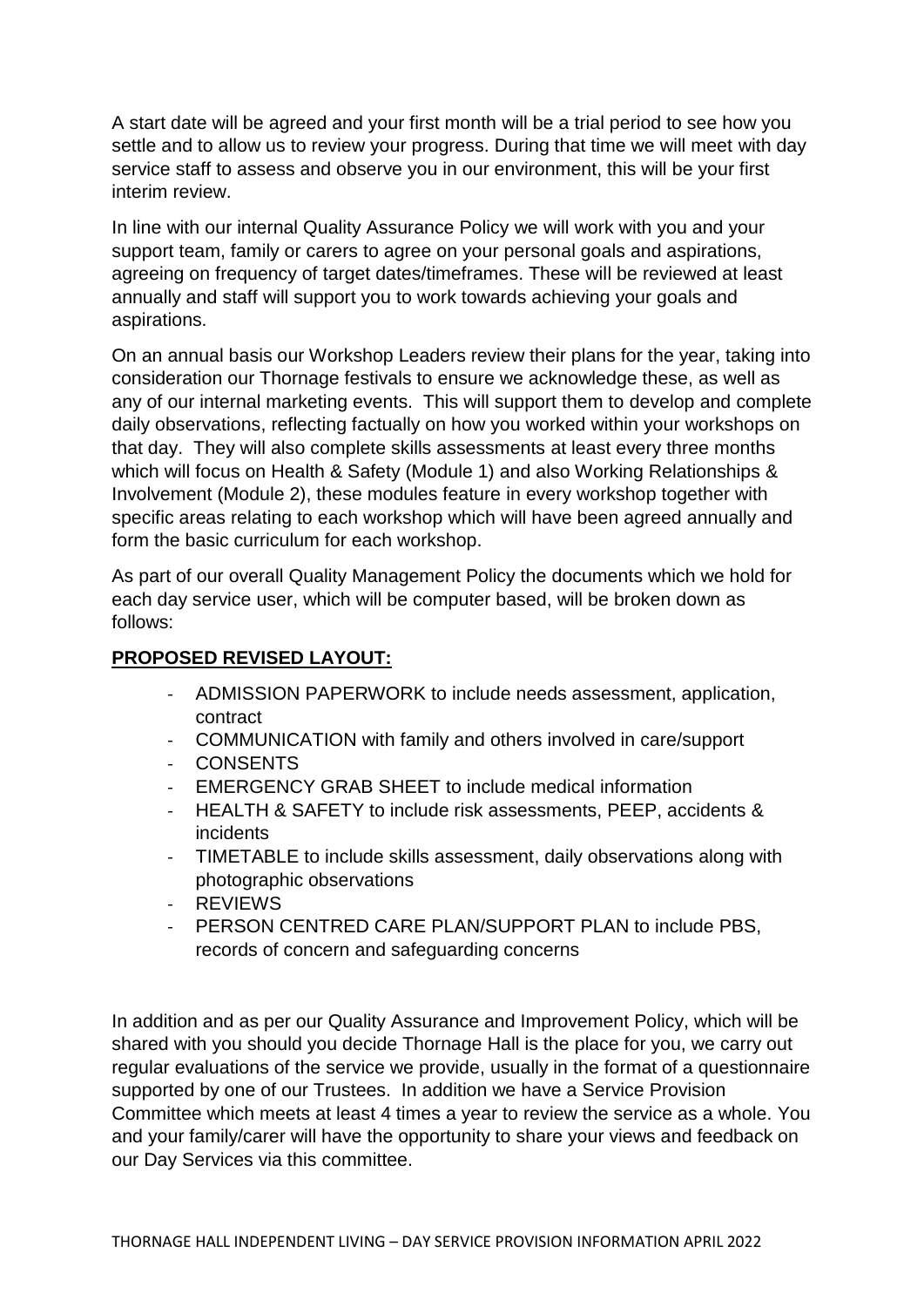A start date will be agreed and your first month will be a trial period to see how you settle and to allow us to review your progress. During that time we will meet with day service staff to assess and observe you in our environment, this will be your first interim review.

In line with our internal Quality Assurance Policy we will work with you and your support team, family or carers to agree on your personal goals and aspirations, agreeing on frequency of target dates/timeframes. These will be reviewed at least annually and staff will support you to work towards achieving your goals and aspirations.

On an annual basis our Workshop Leaders review their plans for the year, taking into consideration our Thornage festivals to ensure we acknowledge these, as well as any of our internal marketing events. This will support them to develop and complete daily observations, reflecting factually on how you worked within your workshops on that day. They will also complete skills assessments at least every three months which will focus on Health & Safety (Module 1) and also Working Relationships & Involvement (Module 2), these modules feature in every workshop together with specific areas relating to each workshop which will have been agreed annually and form the basic curriculum for each workshop.

As part of our overall Quality Management Policy the documents which we hold for each day service user, which will be computer based, will be broken down as follows:

**PROPOSED REVISED LAYOUT:**

- ADMISSION PAPERWORK to include needs assessment, application, contract
- COMMUNICATION with family and others involved in care/support
- CONSENTS
- EMERGENCY GRAB SHEET to include medical information
- HEALTH & SAFETY to include risk assessments, PEEP, accidents & incidents
- TIMETABLE to include skills assessment, daily observations along with photographic observations
- REVIEWS
- PERSON CENTRED CARE PLAN/SUPPORT PLAN to include PBS, records of concern and safeguarding concerns

In addition and as per our Quality Assurance and Improvement Policy, which will be shared with you should you decide Thornage Hall is the place for you, we carry out regular evaluations of the service we provide, usually in the format of a questionnaire supported by one of our Trustees. In addition we have a Service Provision Committee which meets at least 4 times a year to review the service as a whole. You and your family/carer will have the opportunity to share your views and feedback on our Day Services via this committee.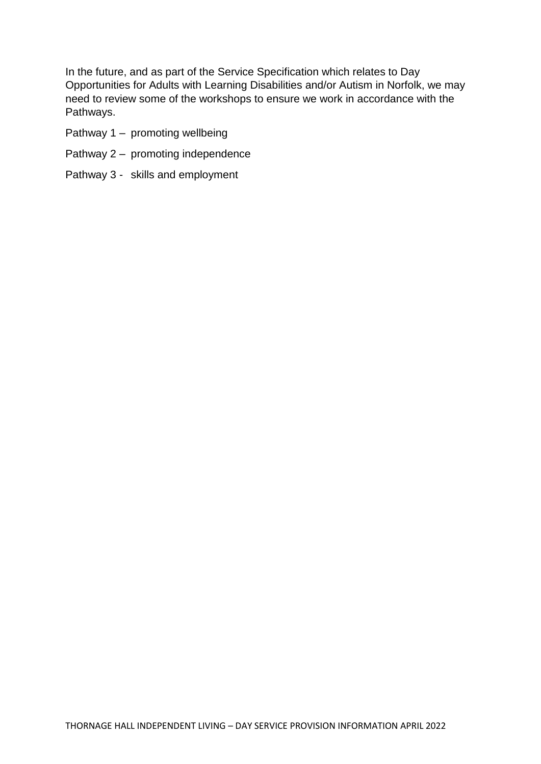In the future, and as part of the Service Specification which relates to Day Opportunities for Adults with Learning Disabilities and/or Autism in Norfolk, we may need to review some of the workshops to ensure we work in accordance with the Pathways.

Pathway 1 – promoting wellbeing

Pathway 2 – promoting independence

Pathway 3 - skills and employment